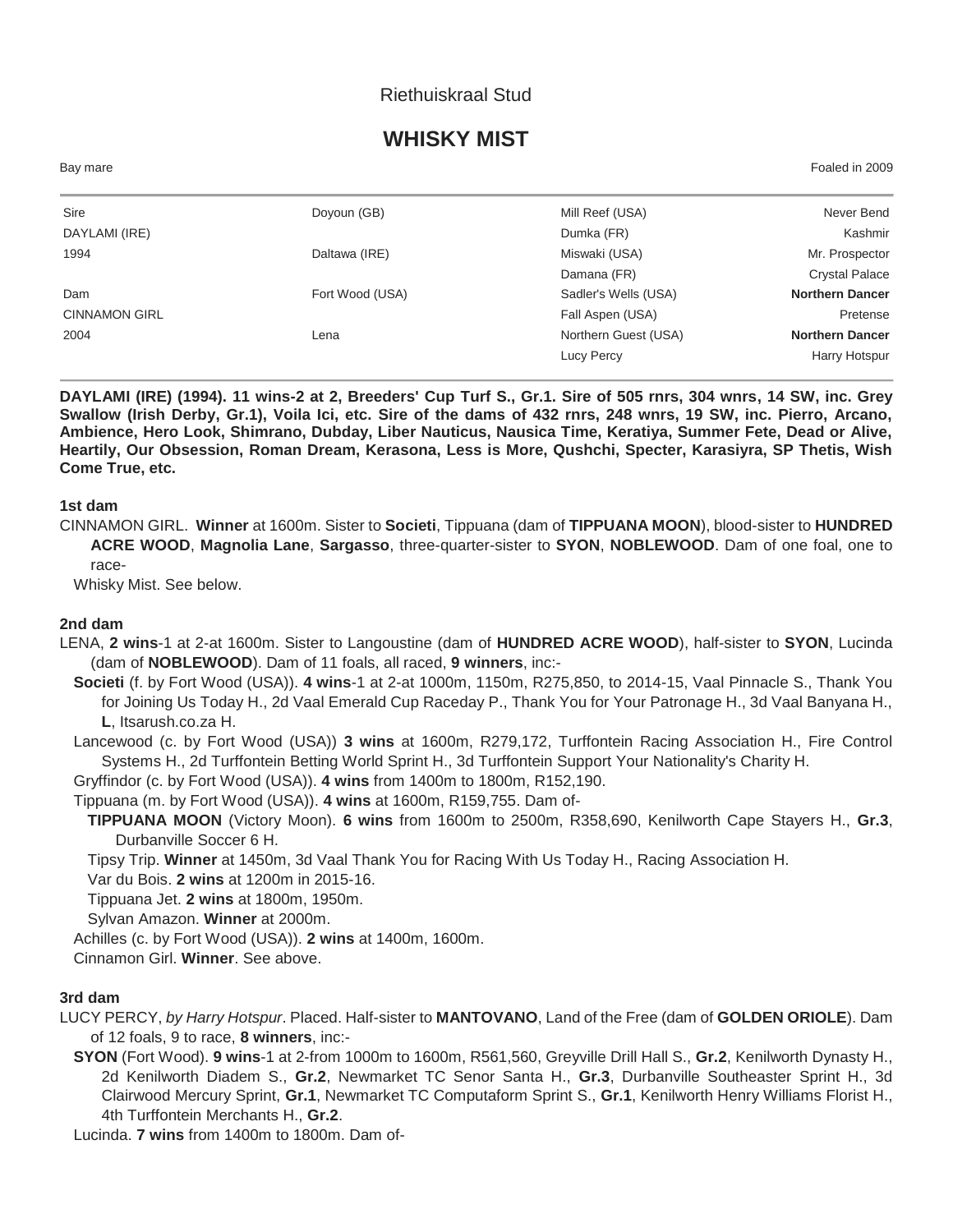Riethuiskraal Stud

# WHISKY MIST

Bay mare | Foaled in 2009

| | | | |
|---|---|---|---|
| Sire | Doyoun (GB) | Mill Reef (USA) | Never Bend |
| DAYLAMI (IRE) | | Dumka (FR) | Kashmir |
| 1994 | Daltawa (IRE) | Miswaki (USA) | Mr. Prospector |
| | | Damana (FR) | Crystal Palace |
| Dam | Fort Wood (USA) | Sadler's Wells (USA) | **Northern Dancer** |
| CINNAMON GIRL | | Fall Aspen (USA) | Pretense |
| 2004 | Lena | Northern Guest (USA) | **Northern Dancer** |
| | | Lucy Percy | Harry Hotspur |

**DAYLAMI (IRE) (1994). 11 wins-2 at 2, Breeders' Cup Turf S., Gr.1. Sire of 505 rnrs, 304 wnrs, 14 SW, inc. Grey Swallow (Irish Derby, Gr.1), Voila Ici, etc. Sire of the dams of 432 rnrs, 248 wnrs, 19 SW, inc. Pierro, Arcano, Ambience, Hero Look, Shimrano, Dubday, Liber Nauticus, Nausica Time, Keratiya, Summer Fete, Dead or Alive, Heartily, Our Obsession, Roman Dream, Kerasona, Less is More, Qushchi, Specter, Karasiyra, SP Thetis, Wish Come True, etc.**

### 1st dam

CINNAMON GIRL. **Winner** at 1600m. Sister to **Societi**, Tippuana (dam of **TIPPUANA MOON**), blood-sister to **HUNDRED ACRE WOOD**, **Magnolia Lane**, **Sargasso**, three-quarter-sister to **SYON**, **NOBLEWOOD**. Dam of one foal, one to race-

Whisky Mist. See below.

### 2nd dam

LENA, **2 wins**-1 at 2-at 1600m. Sister to Langoustine (dam of **HUNDRED ACRE WOOD**), half-sister to **SYON**, Lucinda (dam of **NOBLEWOOD**). Dam of 11 foals, all raced, **9 winners**, inc:-

**Societi** (f. by Fort Wood (USA)). **4 wins**-1 at 2-at 1000m, 1150m, R275,850, to 2014-15, Vaal Pinnacle S., Thank You for Joining Us Today H., 2d Vaal Emerald Cup Raceday P., Thank You for Your Patronage H., 3d Vaal Banyana H., **L**, Itsarush.co.za H.

Lancewood (c. by Fort Wood (USA)) **3 wins** at 1600m, R279,172, Turffontein Racing Association H., Fire Control Systems H., 2d Turffontein Betting World Sprint H., 3d Turffontein Support Your Nationality's Charity H.

Gryffindor (c. by Fort Wood (USA)). **4 wins** from 1400m to 1800m, R152,190.

Tippuana (m. by Fort Wood (USA)). **4 wins** at 1600m, R159,755. Dam of-

**TIPPUANA MOON** (Victory Moon). **6 wins** from 1600m to 2500m, R358,690, Kenilworth Cape Stayers H., **Gr.3**, Durbanville Soccer 6 H.

Tipsy Trip. **Winner** at 1450m, 3d Vaal Thank You for Racing With Us Today H., Racing Association H.

Var du Bois. **2 wins** at 1200m in 2015-16.

Tippuana Jet. **2 wins** at 1800m, 1950m.

Sylvan Amazon. **Winner** at 2000m.

Achilles (c. by Fort Wood (USA)). **2 wins** at 1400m, 1600m.

Cinnamon Girl. **Winner**. See above.

### 3rd dam

LUCY PERCY, *by Harry Hotspur*. Placed. Half-sister to **MANTOVANO**, Land of the Free (dam of **GOLDEN ORIOLE**). Dam of 12 foals, 9 to race, **8 winners**, inc:-

**SYON** (Fort Wood). **9 wins**-1 at 2-from 1000m to 1600m, R561,560, Greyville Drill Hall S., **Gr.2**, Kenilworth Dynasty H., 2d Kenilworth Diadem S., **Gr.2**, Newmarket TC Senor Santa H., **Gr.3**, Durbanville Southeaster Sprint H., 3d Clairwood Mercury Sprint, **Gr.1**, Newmarket TC Computaform Sprint S., **Gr.1**, Kenilworth Henry Williams Florist H., 4th Turffontein Merchants H., **Gr.2**.

Lucinda. **7 wins** from 1400m to 1800m. Dam of-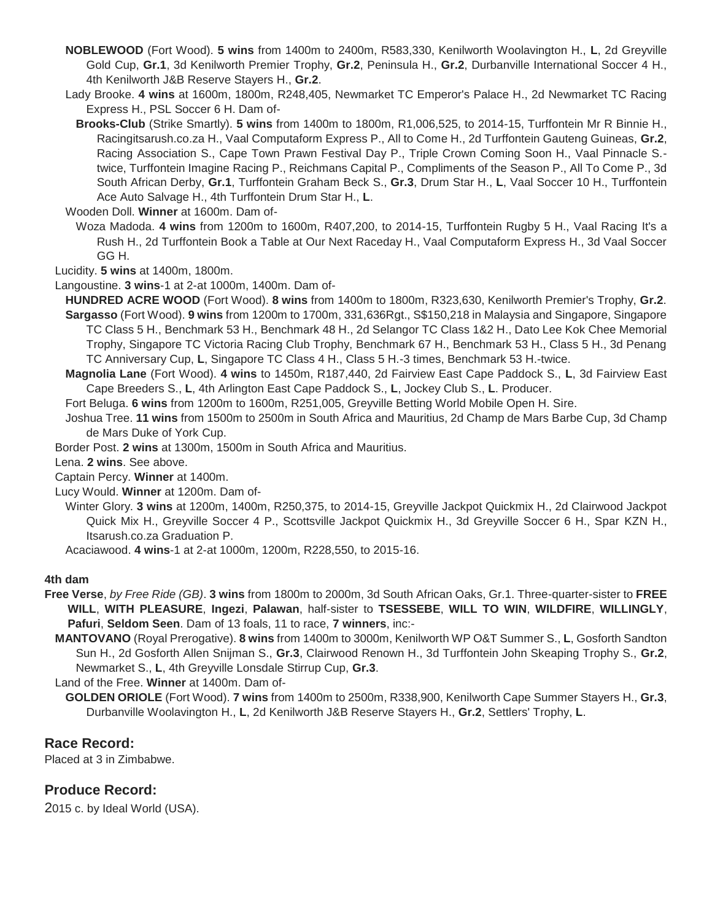**NOBLEWOOD** (Fort Wood). **5 wins** from 1400m to 2400m, R583,330, Kenilworth Woolavington H., **L**, 2d Greyville Gold Cup, **Gr.1**, 3d Kenilworth Premier Trophy, **Gr.2**, Peninsula H., **Gr.2**, Durbanville International Soccer 4 H., 4th Kenilworth J&B Reserve Stayers H., **Gr.2**.

Lady Brooke. **4 wins** at 1600m, 1800m, R248,405, Newmarket TC Emperor's Palace H., 2d Newmarket TC Racing Express H., PSL Soccer 6 H. Dam of-

**Brooks-Club** (Strike Smartly). **5 wins** from 1400m to 1800m, R1,006,525, to 2014-15, Turffontein Mr R Binnie H., Racingitsarush.co.za H., Vaal Computaform Express P., All to Come H., 2d Turffontein Gauteng Guineas, **Gr.2**, Racing Association S., Cape Town Prawn Festival Day P., Triple Crown Coming Soon H., Vaal Pinnacle S.-twice, Turffontein Imagine Racing P., Reichmans Capital P., Compliments of the Season P., All To Come P., 3d South African Derby, **Gr.1**, Turffontein Graham Beck S., **Gr.3**, Drum Star H., **L**, Vaal Soccer 10 H., Turffontein Ace Auto Salvage H., 4th Turffontein Drum Star H., **L**.

Wooden Doll. **Winner** at 1600m. Dam of-

Woza Madoda. **4 wins** from 1200m to 1600m, R407,200, to 2014-15, Turffontein Rugby 5 H., Vaal Racing It's a Rush H., 2d Turffontein Book a Table at Our Next Raceday H., Vaal Computaform Express H., 3d Vaal Soccer GG H.

Lucidity. **5 wins** at 1400m, 1800m.

Langoustine. **3 wins**-1 at 2-at 1000m, 1400m. Dam of-

**HUNDRED ACRE WOOD** (Fort Wood). **8 wins** from 1400m to 1800m, R323,630, Kenilworth Premier's Trophy, **Gr.2**.

**Sargasso** (Fort Wood). **9 wins** from 1200m to 1700m, 331,636Rgt., S$150,218 in Malaysia and Singapore, Singapore TC Class 5 H., Benchmark 53 H., Benchmark 48 H., 2d Selangor TC Class 1&2 H., Dato Lee Kok Chee Memorial Trophy, Singapore TC Victoria Racing Club Trophy, Benchmark 67 H., Benchmark 53 H., Class 5 H., 3d Penang TC Anniversary Cup, **L**, Singapore TC Class 4 H., Class 5 H.-3 times, Benchmark 53 H.-twice.

**Magnolia Lane** (Fort Wood). **4 wins** to 1450m, R187,440, 2d Fairview East Cape Paddock S., **L**, 3d Fairview East Cape Breeders S., **L**, 4th Arlington East Cape Paddock S., **L**, Jockey Club S., **L**. Producer.

Fort Beluga. **6 wins** from 1200m to 1600m, R251,005, Greyville Betting World Mobile Open H. Sire.

Joshua Tree. **11 wins** from 1500m to 2500m in South Africa and Mauritius, 2d Champ de Mars Barbe Cup, 3d Champ de Mars Duke of York Cup.

Border Post. **2 wins** at 1300m, 1500m in South Africa and Mauritius.

Lena. **2 wins**. See above.

Captain Percy. **Winner** at 1400m.

Lucy Would. **Winner** at 1200m. Dam of-

Winter Glory. **3 wins** at 1200m, 1400m, R250,375, to 2014-15, Greyville Jackpot Quickmix H., 2d Clairwood Jackpot Quick Mix H., Greyville Soccer 4 P., Scottsville Jackpot Quickmix H., 3d Greyville Soccer 6 H., Spar KZN H., Itsarush.co.za Graduation P.

Acaciawood. **4 wins**-1 at 2-at 1000m, 1200m, R228,550, to 2015-16.

**4th dam**

**Free Verse**, *by Free Ride (GB)*. **3 wins** from 1800m to 2000m, 3d South African Oaks, Gr.1. Three-quarter-sister to **FREE WILL**, **WITH PLEASURE**, **Ingezi**, **Palawan**, half-sister to **TSESSEBE**, **WILL TO WIN**, **WILDFIRE**, **WILLINGLY**, **Pafuri**, **Seldom Seen**. Dam of 13 foals, 11 to race, **7 winners**, inc:-

**MANTOVANO** (Royal Prerogative). **8 wins** from 1400m to 3000m, Kenilworth WP O&T Summer S., **L**, Gosforth Sandton Sun H., 2d Gosforth Allen Snijman S., **Gr.3**, Clairwood Renown H., 3d Turffontein John Skeaping Trophy S., **Gr.2**, Newmarket S., **L**, 4th Greyville Lonsdale Stirrup Cup, **Gr.3**.

Land of the Free. **Winner** at 1400m. Dam of-

**GOLDEN ORIOLE** (Fort Wood). **7 wins** from 1400m to 2500m, R338,900, Kenilworth Cape Summer Stayers H., **Gr.3**, Durbanville Woolavington H., **L**, 2d Kenilworth J&B Reserve Stayers H., **Gr.2**, Settlers' Trophy, **L**.

## Race Record:

Placed at 3 in Zimbabwe.

## Produce Record:

2015 c. by Ideal World (USA).